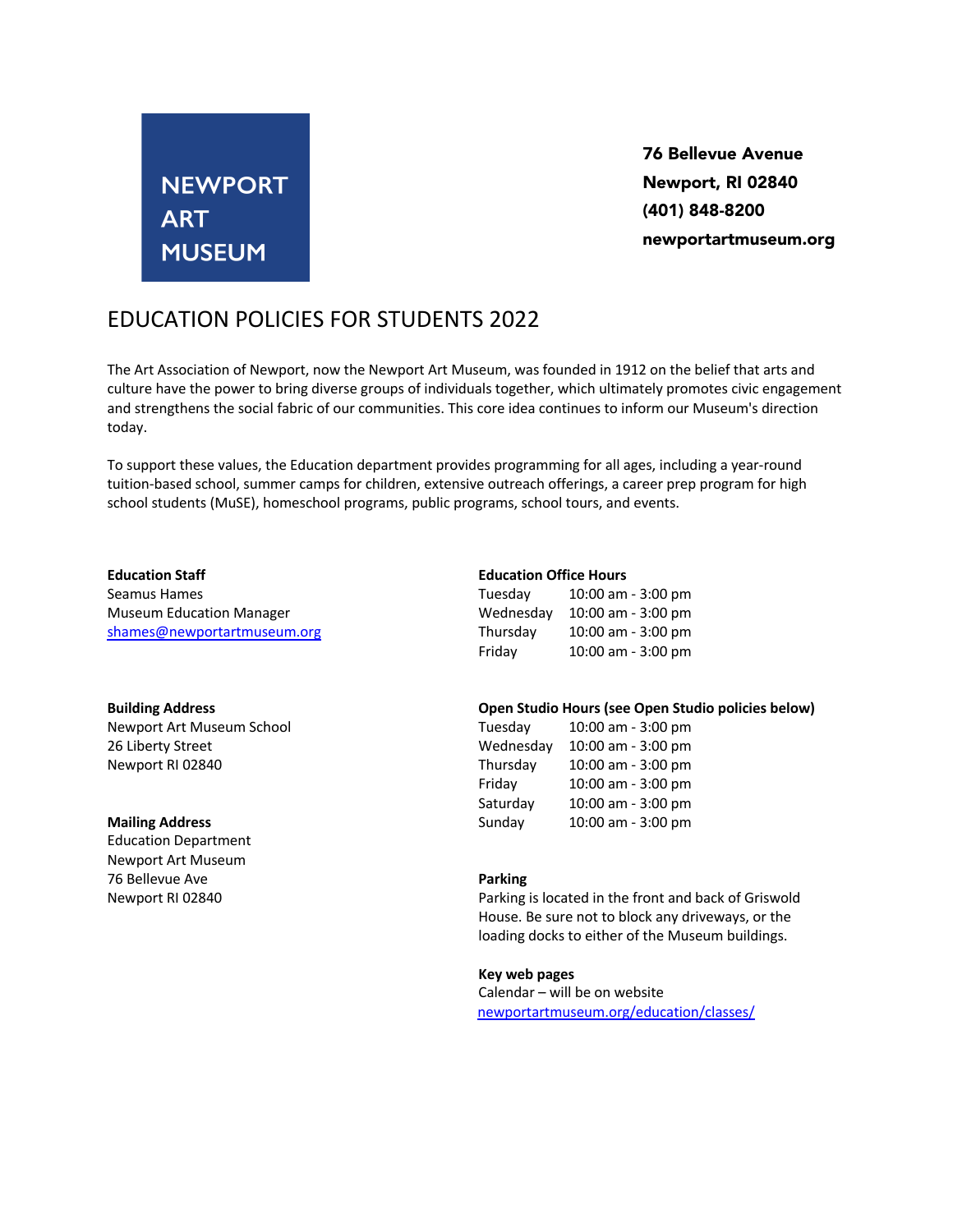**NEWPORT ART MUSEUM**

**76 Bellevue Avenue**
**Newport, RI 02840**
**(401) 848-8200**
**newportartmuseum.org**

# EDUCATION POLICIES FOR STUDENTS 2022

The Art Association of Newport, now the Newport Art Museum, was founded in 1912 on the belief that arts and culture have the power to bring diverse groups of individuals together, which ultimately promotes civic engagement and strengthens the social fabric of our communities. This core idea continues to inform our Museum's direction today.

To support these values, the Education department provides programming for all ages, including a year-round tuition-based school, summer camps for children, extensive outreach offerings, a career prep program for high school students (MuSE), homeschool programs, public programs, school tours, and events.

**Education Staff**
Seamus Hames
Museum Education Manager
shames@newportartmuseum.org

**Building Address**
Newport Art Museum School
26 Liberty Street
Newport RI 02840

**Mailing Address**
Education Department
Newport Art Museum
76 Bellevue Ave
Newport RI 02840

**Education Office Hours**

| | |
|---|---|
| Tuesday | 10:00 am - 3:00 pm |
| Wednesday | 10:00 am - 3:00 pm |
| Thursday | 10:00 am - 3:00 pm |
| Friday | 10:00 am - 3:00 pm |

**Open Studio Hours (see Open Studio policies below)**

| | |
|---|---|
| Tuesday | 10:00 am - 3:00 pm |
| Wednesday | 10:00 am - 3:00 pm |
| Thursday | 10:00 am - 3:00 pm |
| Friday | 10:00 am - 3:00 pm |
| Saturday | 10:00 am - 3:00 pm |
| Sunday | 10:00 am - 3:00 pm |

**Parking**
Parking is located in the front and back of Griswold House. Be sure not to block any driveways, or the loading docks to either of the Museum buildings.

**Key web pages**
Calendar – will be on website
newportartmuseum.org/education/classes/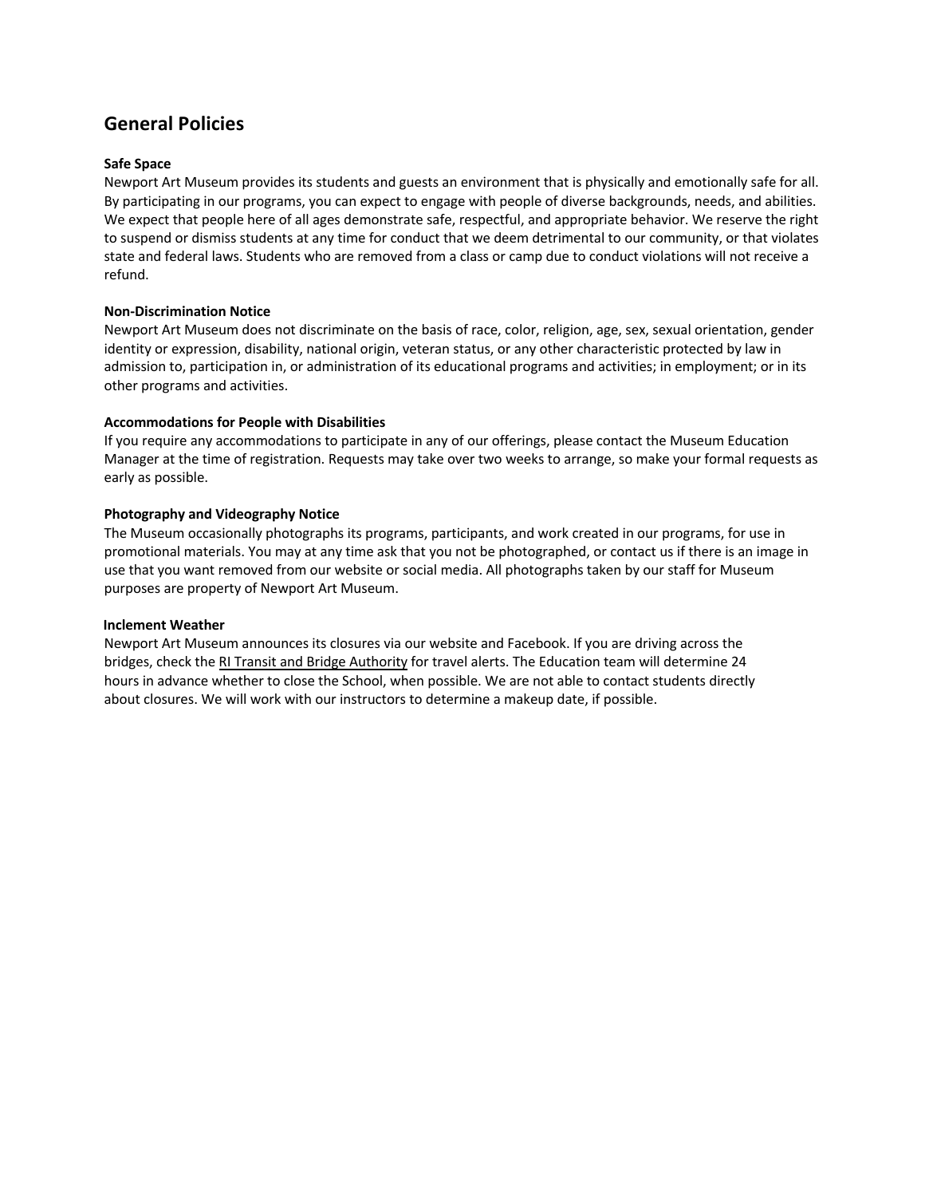## General Policies

**Safe Space**

Newport Art Museum provides its students and guests an environment that is physically and emotionally safe for all. By participating in our programs, you can expect to engage with people of diverse backgrounds, needs, and abilities. We expect that people here of all ages demonstrate safe, respectful, and appropriate behavior. We reserve the right to suspend or dismiss students at any time for conduct that we deem detrimental to our community, or that violates state and federal laws. Students who are removed from a class or camp due to conduct violations will not receive a refund.

**Non-Discrimination Notice**

Newport Art Museum does not discriminate on the basis of race, color, religion, age, sex, sexual orientation, gender identity or expression, disability, national origin, veteran status, or any other characteristic protected by law in admission to, participation in, or administration of its educational programs and activities; in employment; or in its other programs and activities.

**Accommodations for People with Disabilities**

If you require any accommodations to participate in any of our offerings, please contact the Museum Education Manager at the time of registration. Requests may take over two weeks to arrange, so make your formal requests as early as possible.

**Photography and Videography Notice**

The Museum occasionally photographs its programs, participants, and work created in our programs, for use in promotional materials. You may at any time ask that you not be photographed, or contact us if there is an image in use that you want removed from our website or social media. All photographs taken by our staff for Museum purposes are property of Newport Art Museum.

**Inclement Weather**

Newport Art Museum announces its closures via our website and Facebook. If you are driving across the bridges, check the RI Transit and Bridge Authority for travel alerts. The Education team will determine 24 hours in advance whether to close the School, when possible. We are not able to contact students directly about closures. We will work with our instructors to determine a makeup date, if possible.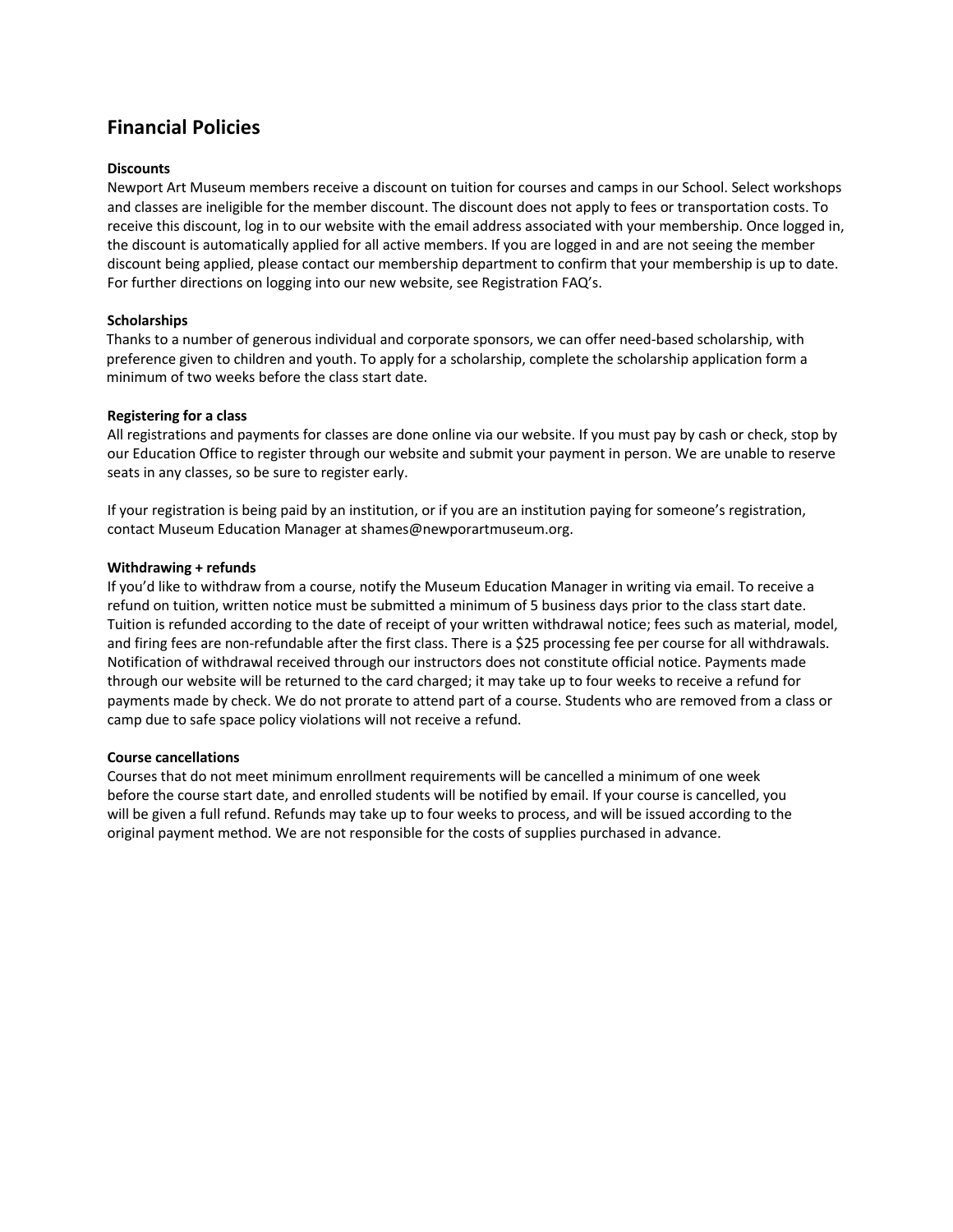# Financial Policies

**Discounts**

Newport Art Museum members receive a discount on tuition for courses and camps in our School. Select workshops and classes are ineligible for the member discount. The discount does not apply to fees or transportation costs. To receive this discount, log in to our website with the email address associated with your membership. Once logged in, the discount is automatically applied for all active members. If you are logged in and are not seeing the member discount being applied, please contact our membership department to confirm that your membership is up to date. For further directions on logging into our new website, see Registration FAQ's.

**Scholarships**

Thanks to a number of generous individual and corporate sponsors, we can offer need-based scholarship, with preference given to children and youth. To apply for a scholarship, complete the scholarship application form a minimum of two weeks before the class start date.

**Registering for a class**

All registrations and payments for classes are done online via our website. If you must pay by cash or check, stop by our Education Office to register through our website and submit your payment in person. We are unable to reserve seats in any classes, so be sure to register early.

If your registration is being paid by an institution, or if you are an institution paying for someone's registration, contact Museum Education Manager at shames@newporartmuseum.org.

**Withdrawing + refunds**

If you'd like to withdraw from a course, notify the Museum Education Manager in writing via email. To receive a refund on tuition, written notice must be submitted a minimum of 5 business days prior to the class start date. Tuition is refunded according to the date of receipt of your written withdrawal notice; fees such as material, model, and firing fees are non-refundable after the first class. There is a $25 processing fee per course for all withdrawals. Notification of withdrawal received through our instructors does not constitute official notice. Payments made through our website will be returned to the card charged; it may take up to four weeks to receive a refund for payments made by check. We do not prorate to attend part of a course. Students who are removed from a class or camp due to safe space policy violations will not receive a refund.

**Course cancellations**

Courses that do not meet minimum enrollment requirements will be cancelled a minimum of one week before the course start date, and enrolled students will be notified by email. If your course is cancelled, you will be given a full refund. Refunds may take up to four weeks to process, and will be issued according to the original payment method. We are not responsible for the costs of supplies purchased in advance.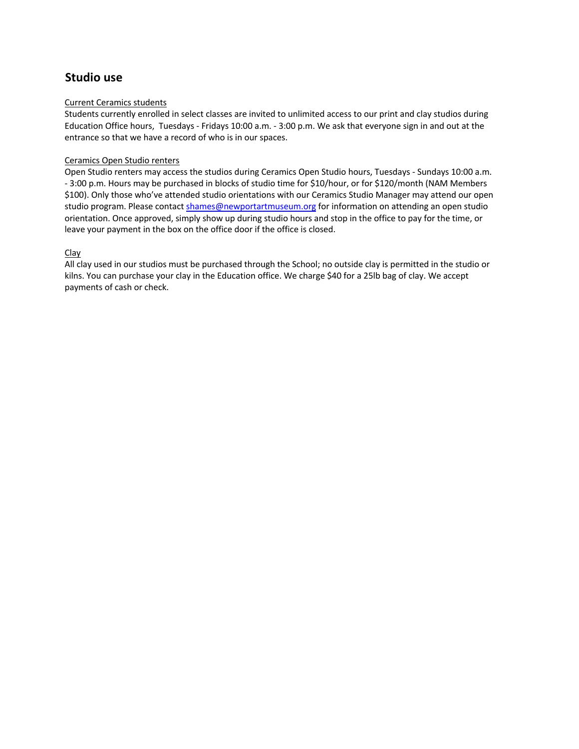## Studio use

Current Ceramics students

Students currently enrolled in select classes are invited to unlimited access to our print and clay studios during Education Office hours, Tuesdays - Fridays 10:00 a.m. - 3:00 p.m. We ask that everyone sign in and out at the entrance so that we have a record of who is in our spaces.

Ceramics Open Studio renters

Open Studio renters may access the studios during Ceramics Open Studio hours, Tuesdays - Sundays 10:00 a.m. - 3:00 p.m. Hours may be purchased in blocks of studio time for $10/hour, or for $120/month (NAM Members $100). Only those who've attended studio orientations with our Ceramics Studio Manager may attend our open studio program. Please contact shames@newportartmuseum.org for information on attending an open studio orientation. Once approved, simply show up during studio hours and stop in the office to pay for the time, or leave your payment in the box on the office door if the office is closed.

Clay

All clay used in our studios must be purchased through the School; no outside clay is permitted in the studio or kilns. You can purchase your clay in the Education office. We charge $40 for a 25lb bag of clay. We accept payments of cash or check.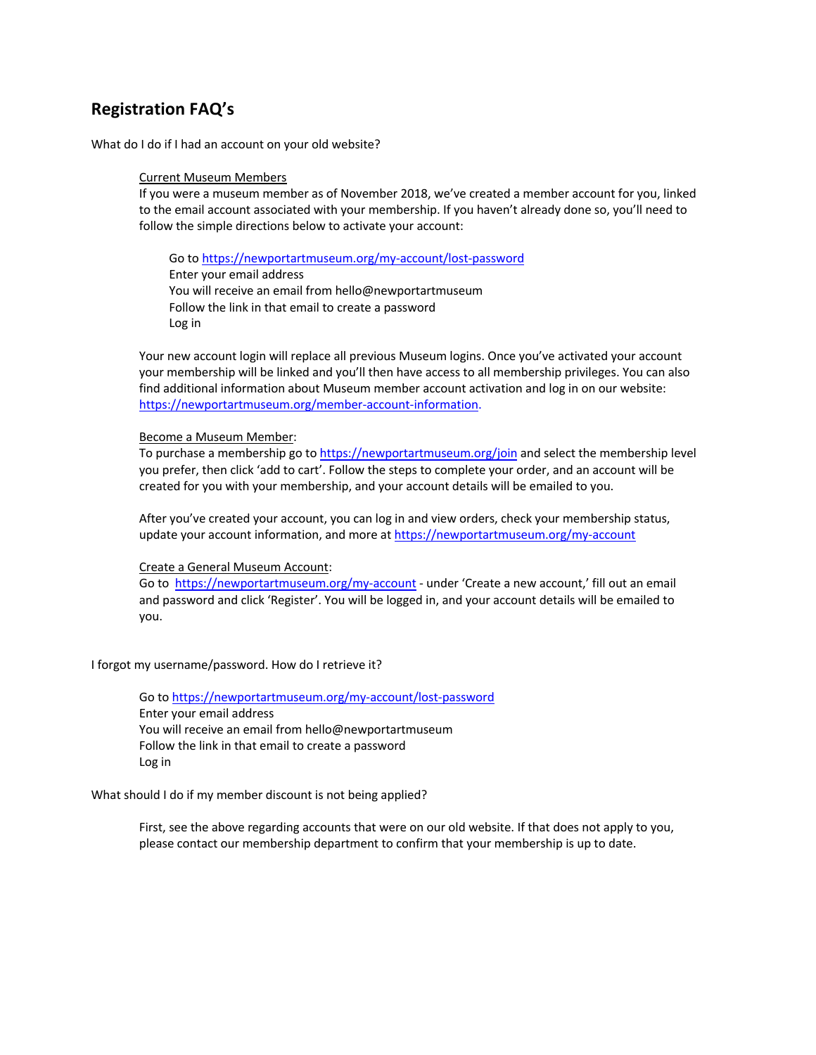## Registration FAQ's

What do I do if I had an account on your old website?

Current Museum Members
If you were a museum member as of November 2018, we've created a member account for you, linked to the email account associated with your membership. If you haven't already done so, you'll need to follow the simple directions below to activate your account:

Go to https://newportartmuseum.org/my-account/lost-password
Enter your email address
You will receive an email from hello@newportartmuseum
Follow the link in that email to create a password
Log in

Your new account login will replace all previous Museum logins. Once you've activated your account your membership will be linked and you'll then have access to all membership privileges. You can also find additional information about Museum member account activation and log in on our website: https://newportartmuseum.org/member-account-information.

Become a Museum Member:
To purchase a membership go to https://newportartmuseum.org/join and select the membership level you prefer, then click 'add to cart'. Follow the steps to complete your order, and an account will be created for you with your membership, and your account details will be emailed to you.

After you've created your account, you can log in and view orders, check your membership status, update your account information, and more at https://newportartmuseum.org/my-account

Create a General Museum Account:
Go to https://newportartmuseum.org/my-account - under 'Create a new account,' fill out an email and password and click 'Register'. You will be logged in, and your account details will be emailed to you.

I forgot my username/password. How do I retrieve it?

Go to https://newportartmuseum.org/my-account/lost-password
Enter your email address
You will receive an email from hello@newportartmuseum
Follow the link in that email to create a password
Log in

What should I do if my member discount is not being applied?

First, see the above regarding accounts that were on our old website. If that does not apply to you, please contact our membership department to confirm that your membership is up to date.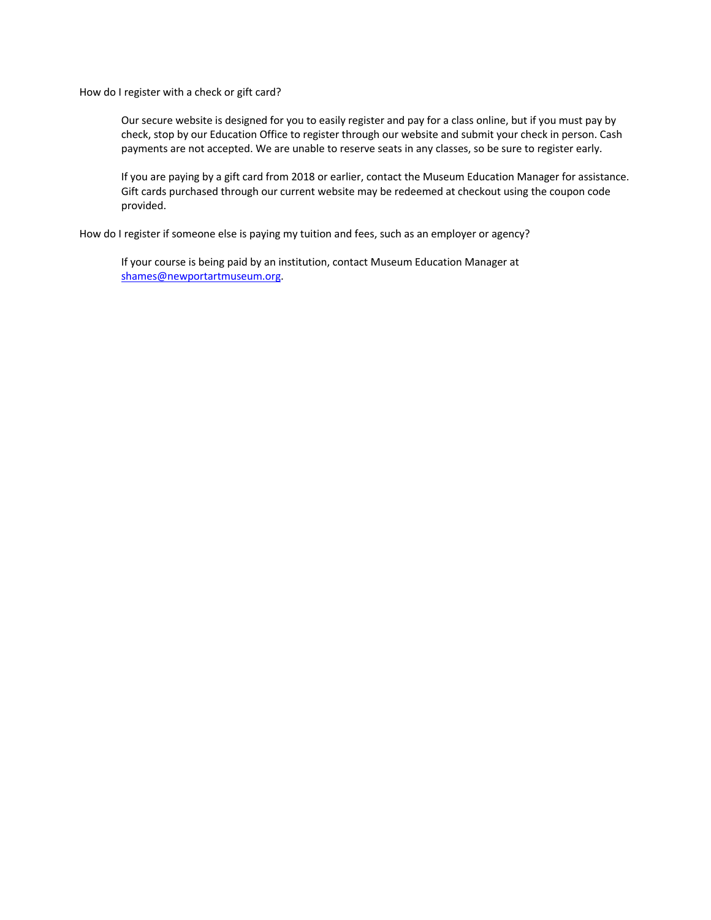How do I register with a check or gift card?

Our secure website is designed for you to easily register and pay for a class online, but if you must pay by check, stop by our Education Office to register through our website and submit your check in person. Cash payments are not accepted. We are unable to reserve seats in any classes, so be sure to register early.

If you are paying by a gift card from 2018 or earlier, contact the Museum Education Manager for assistance. Gift cards purchased through our current website may be redeemed at checkout using the coupon code provided.

How do I register if someone else is paying my tuition and fees, such as an employer or agency?

If your course is being paid by an institution, contact Museum Education Manager at shames@newportartmuseum.org.